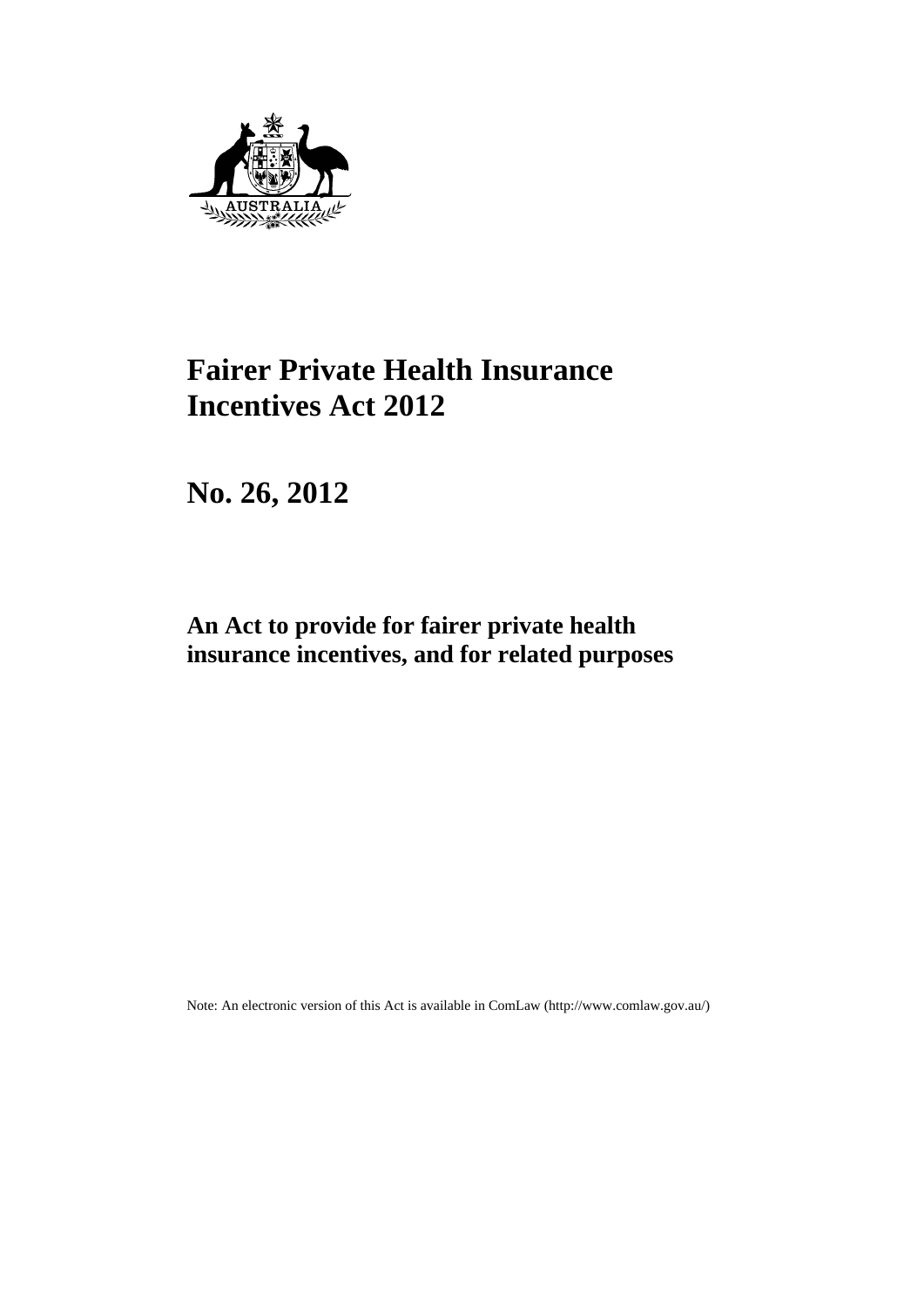# Fairer Private Health Insurance Incentives Act 2012

## No. 26, 2012

### An Act to provide for fairer private health insurance incentives, and for related purposes

Note: An electronic version of this Act is available in ComLaw (http://www.comlaw.gov.au/)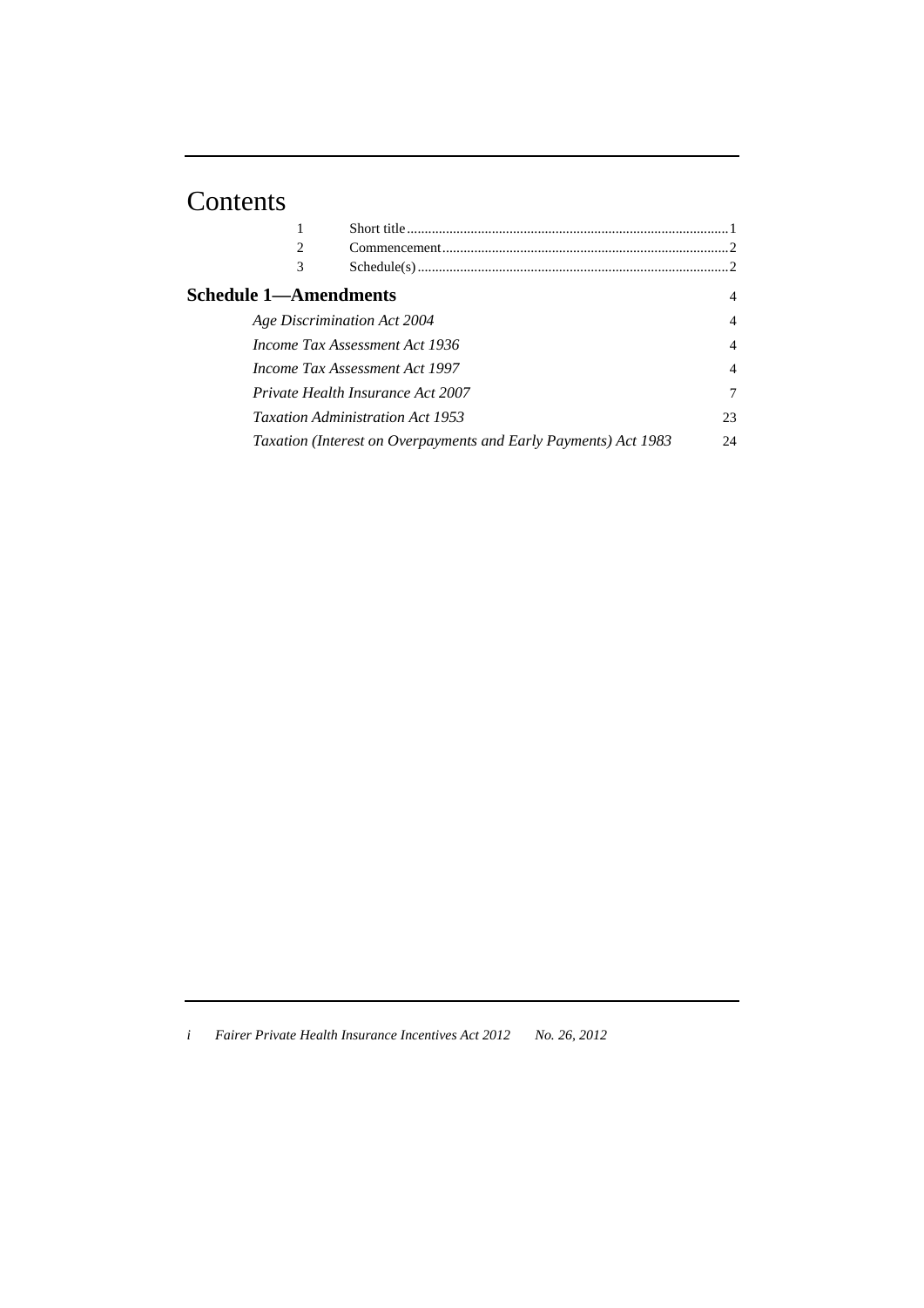# Contents

| | | |
|---|---|---|
| 1 | Short title | 1 |
| 2 | Commencement | 2 |
| 3 | Schedule(s) | 2 |

**Schedule 1—Amendments** 4

| | |
|---|---|
| *Age Discrimination Act 2004* | 4 |
| *Income Tax Assessment Act 1936* | 4 |
| *Income Tax Assessment Act 1997* | 4 |
| *Private Health Insurance Act 2007* | 7 |
| *Taxation Administration Act 1953* | 23 |
| *Taxation (Interest on Overpayments and Early Payments) Act 1983* | 24 |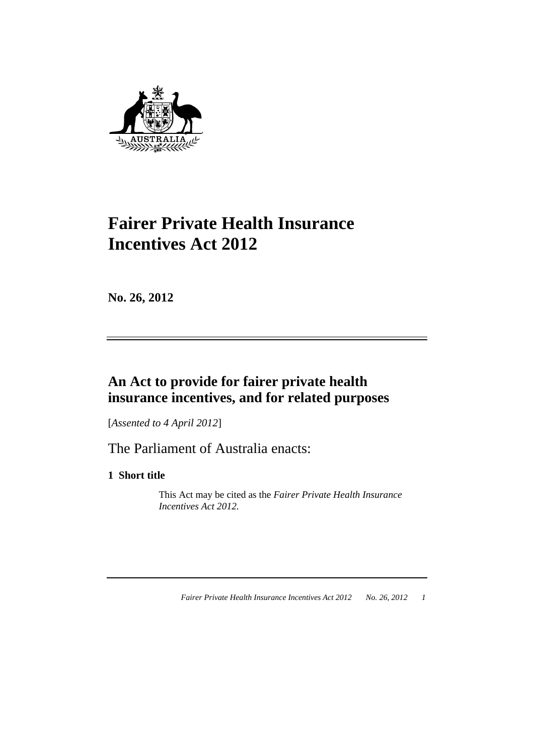# Fairer Private Health Insurance Incentives Act 2012

**No. 26, 2012**

---

## An Act to provide for fairer private health insurance incentives, and for related purposes

[*Assented to 4 April 2012*]

The Parliament of Australia enacts:

### 1 Short title

This Act may be cited as the *Fairer Private Health Insurance Incentives Act 2012*.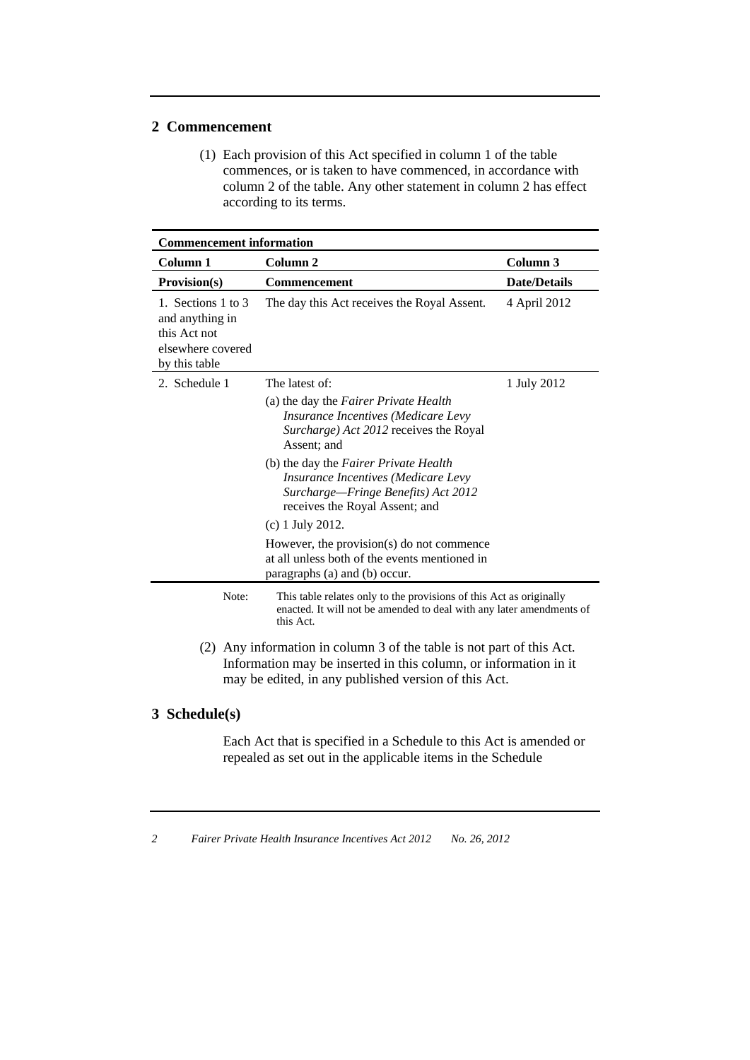## 2 Commencement

(1) Each provision of this Act specified in column 1 of the table commences, or is taken to have commenced, in accordance with column 2 of the table. Any other statement in column 2 has effect according to its terms.

| **Commencement information** | | |
|---|---|---|
| **Column 1** | **Column 2** | **Column 3** |
| **Provision(s)** | **Commencement** | **Date/Details** |
| 1. Sections 1 to 3 and anything in this Act not elsewhere covered by this table | The day this Act receives the Royal Assent. | 4 April 2012 |
| 2. Schedule 1 | The latest of:<br>(a) the day the *Fairer Private Health Insurance Incentives (Medicare Levy Surcharge) Act 2012* receives the Royal Assent; and<br>(b) the day the *Fairer Private Health Insurance Incentives (Medicare Levy Surcharge—Fringe Benefits) Act 2012* receives the Royal Assent; and<br>(c) 1 July 2012.<br>However, the provision(s) do not commence at all unless both of the events mentioned in paragraphs (a) and (b) occur. | 1 July 2012 |

Note: This table relates only to the provisions of this Act as originally enacted. It will not be amended to deal with any later amendments of this Act.

(2) Any information in column 3 of the table is not part of this Act. Information may be inserted in this column, or information in it may be edited, in any published version of this Act.

## 3 Schedule(s)

Each Act that is specified in a Schedule to this Act is amended or repealed as set out in the applicable items in the Schedule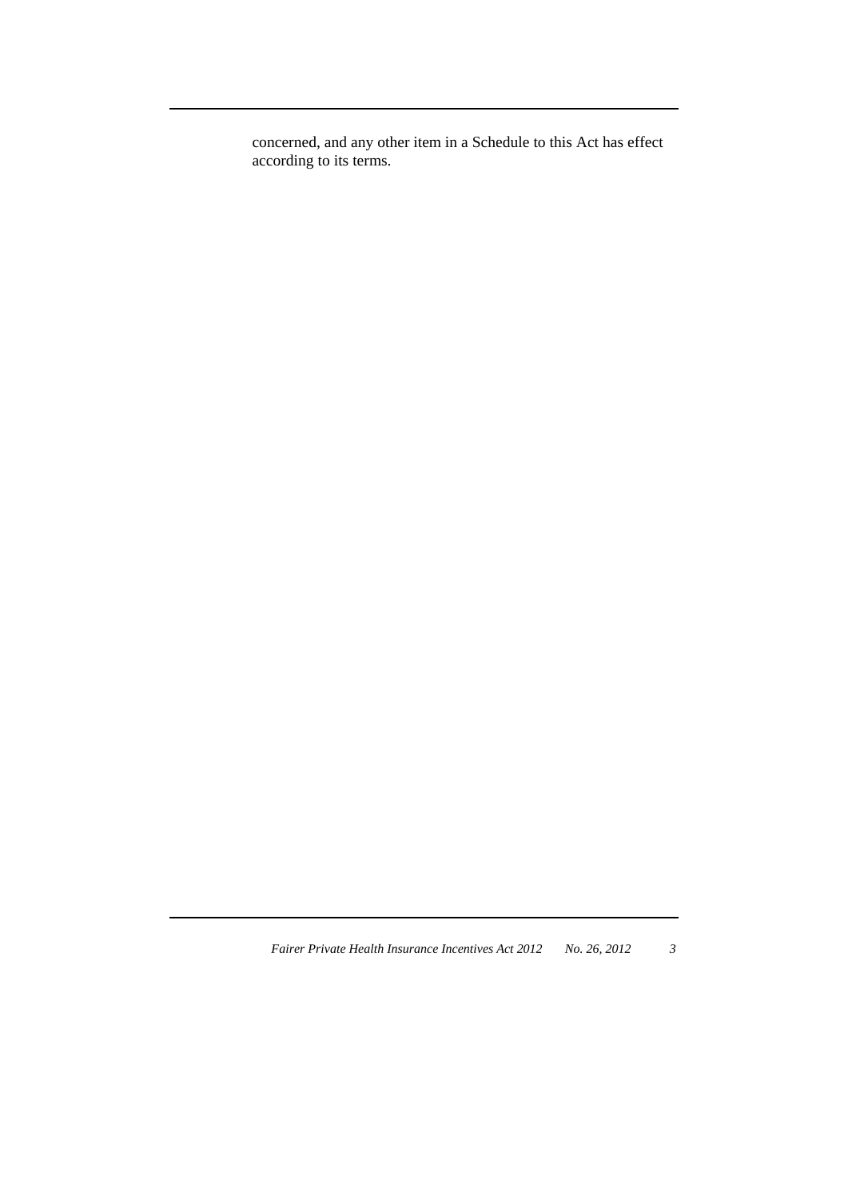concerned, and any other item in a Schedule to this Act has effect according to its terms.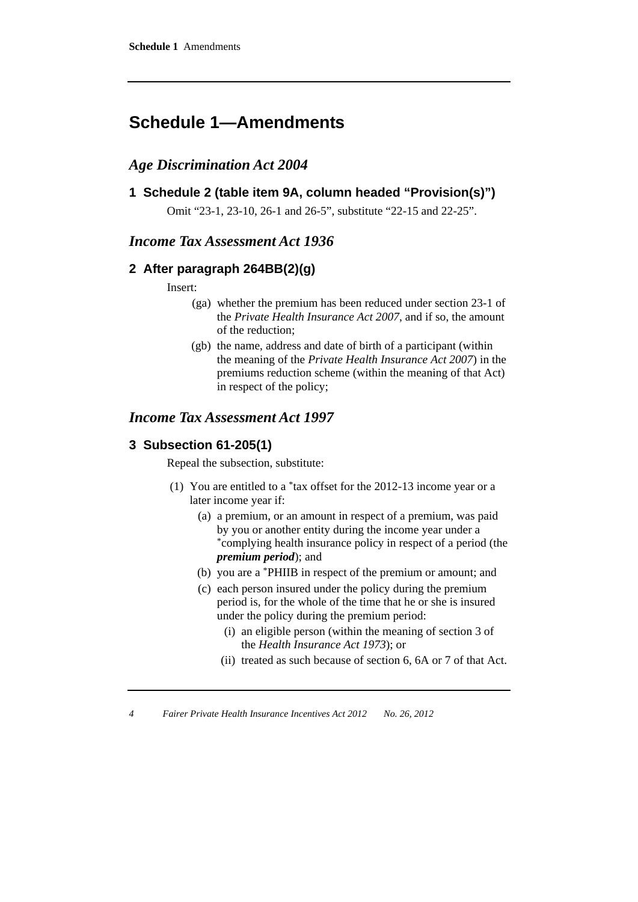# Schedule 1—Amendments

## *Age Discrimination Act 2004*

### 1 Schedule 2 (table item 9A, column headed "Provision(s)")

Omit "23-1, 23-10, 26-1 and 26-5", substitute "22-15 and 22-25".

## *Income Tax Assessment Act 1936*

### 2 After paragraph 264BB(2)(g)

Insert:

(ga) whether the premium has been reduced under section 23-1 of the *Private Health Insurance Act 2007*, and if so, the amount of the reduction;

(gb) the name, address and date of birth of a participant (within the meaning of the *Private Health Insurance Act 2007*) in the premiums reduction scheme (within the meaning of that Act) in respect of the policy;

## *Income Tax Assessment Act 1997*

### 3 Subsection 61-205(1)

Repeal the subsection, substitute:

(1) You are entitled to a *tax offset for the 2012-13 income year or a later income year if:

(a) a premium, or an amount in respect of a premium, was paid by you or another entity during the income year under a *complying health insurance policy in respect of a period (the ***premium period***); and

(b) you are a *PHIIB in respect of the premium or amount; and

(c) each person insured under the policy during the premium period is, for the whole of the time that he or she is insured under the policy during the premium period:

(i) an eligible person (within the meaning of section 3 of the *Health Insurance Act 1973*); or

(ii) treated as such because of section 6, 6A or 7 of that Act.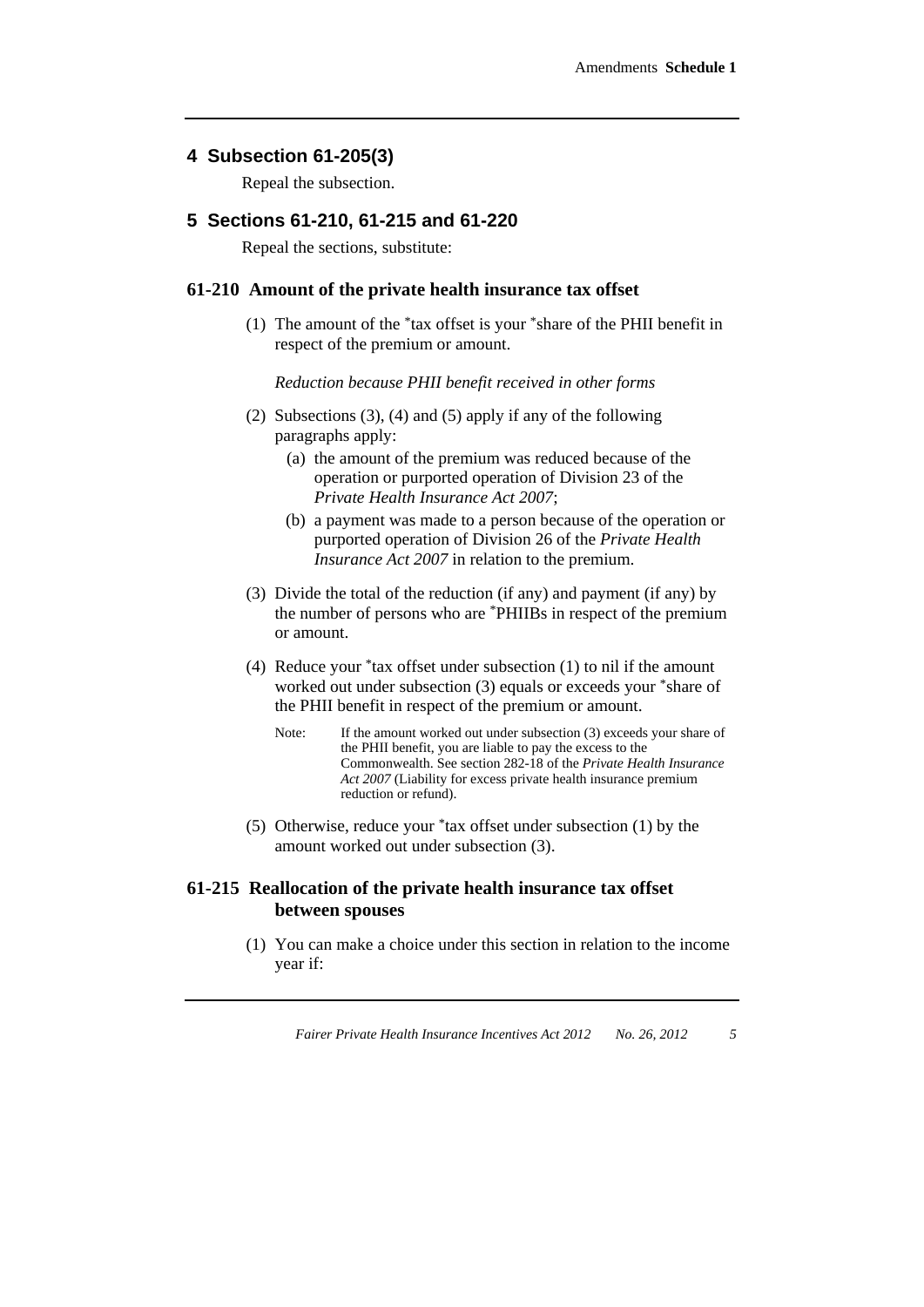## 4 Subsection 61-205(3)

Repeal the subsection.

## 5 Sections 61-210, 61-215 and 61-220

Repeal the sections, substitute:

### 61-210 Amount of the private health insurance tax offset

(1) The amount of the *tax offset is your *share of the PHII benefit in respect of the premium or amount.

*Reduction because PHII benefit received in other forms*

(2) Subsections (3), (4) and (5) apply if any of the following paragraphs apply:

(a) the amount of the premium was reduced because of the operation or purported operation of Division 23 of the *Private Health Insurance Act 2007*;

(b) a payment was made to a person because of the operation or purported operation of Division 26 of the *Private Health Insurance Act 2007* in relation to the premium.

(3) Divide the total of the reduction (if any) and payment (if any) by the number of persons who are *PHIIBs in respect of the premium or amount.

(4) Reduce your *tax offset under subsection (1) to nil if the amount worked out under subsection (3) equals or exceeds your *share of the PHII benefit in respect of the premium or amount.

Note: If the amount worked out under subsection (3) exceeds your share of the PHII benefit, you are liable to pay the excess to the Commonwealth. See section 282-18 of the *Private Health Insurance Act 2007* (Liability for excess private health insurance premium reduction or refund).

(5) Otherwise, reduce your *tax offset under subsection (1) by the amount worked out under subsection (3).

### 61-215 Reallocation of the private health insurance tax offset between spouses

(1) You can make a choice under this section in relation to the income year if: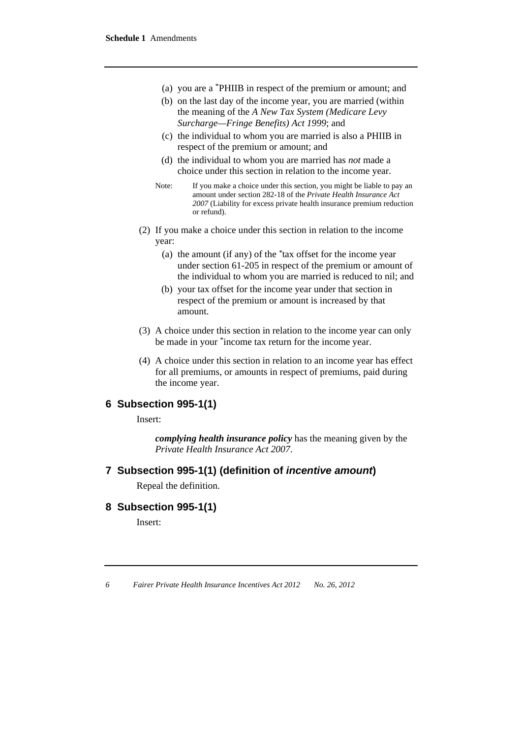(a) you are a *PHIIB in respect of the premium or amount; and

(b) on the last day of the income year, you are married (within the meaning of the *A New Tax System (Medicare Levy Surcharge—Fringe Benefits) Act 1999*; and

(c) the individual to whom you are married is also a PHIIB in respect of the premium or amount; and

(d) the individual to whom you are married has *not* made a choice under this section in relation to the income year.

Note: If you make a choice under this section, you might be liable to pay an amount under section 282-18 of the *Private Health Insurance Act 2007* (Liability for excess private health insurance premium reduction or refund).

(2) If you make a choice under this section in relation to the income year:

(a) the amount (if any) of the *tax offset for the income year under section 61-205 in respect of the premium or amount of the individual to whom you are married is reduced to nil; and

(b) your tax offset for the income year under that section in respect of the premium or amount is increased by that amount.

(3) A choice under this section in relation to the income year can only be made in your *income tax return for the income year.

(4) A choice under this section in relation to an income year has effect for all premiums, or amounts in respect of premiums, paid during the income year.

## 6 Subsection 995-1(1)

Insert:

***complying health insurance policy*** has the meaning given by the *Private Health Insurance Act 2007*.

## 7 Subsection 995-1(1) (definition of *incentive amount*)

Repeal the definition.

## 8 Subsection 995-1(1)

Insert: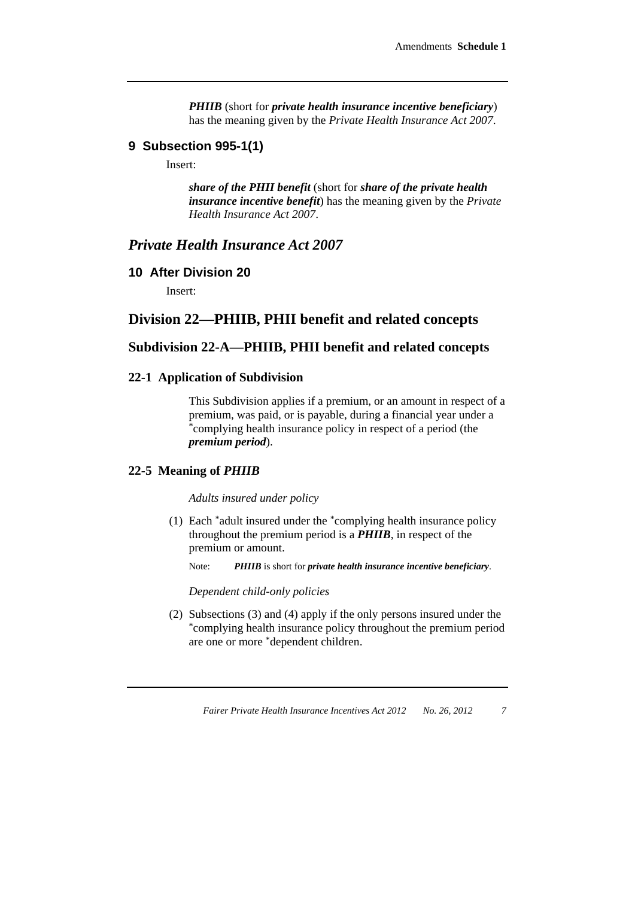***PHIIB*** (short for ***private health insurance incentive beneficiary***) has the meaning given by the *Private Health Insurance Act 2007*.

### 9 Subsection 995-1(1)

Insert:

***share of the PHII benefit*** (short for ***share of the private health insurance incentive benefit***) has the meaning given by the *Private Health Insurance Act 2007*.

## *Private Health Insurance Act 2007*

### 10 After Division 20

Insert:

## Division 22—PHIIB, PHII benefit and related concepts

### Subdivision 22-A—PHIIB, PHII benefit and related concepts

#### 22-1 Application of Subdivision

This Subdivision applies if a premium, or an amount in respect of a premium, was paid, or is payable, during a financial year under a *complying health insurance policy in respect of a period (the ***premium period***).

#### 22-5 Meaning of *PHIIB*

*Adults insured under policy*

(1) Each *adult insured under the *complying health insurance policy throughout the premium period is a ***PHIIB***, in respect of the premium or amount.

Note: ***PHIIB*** is short for ***private health insurance incentive beneficiary***.

*Dependent child-only policies*

(2) Subsections (3) and (4) apply if the only persons insured under the *complying health insurance policy throughout the premium period are one or more *dependent children.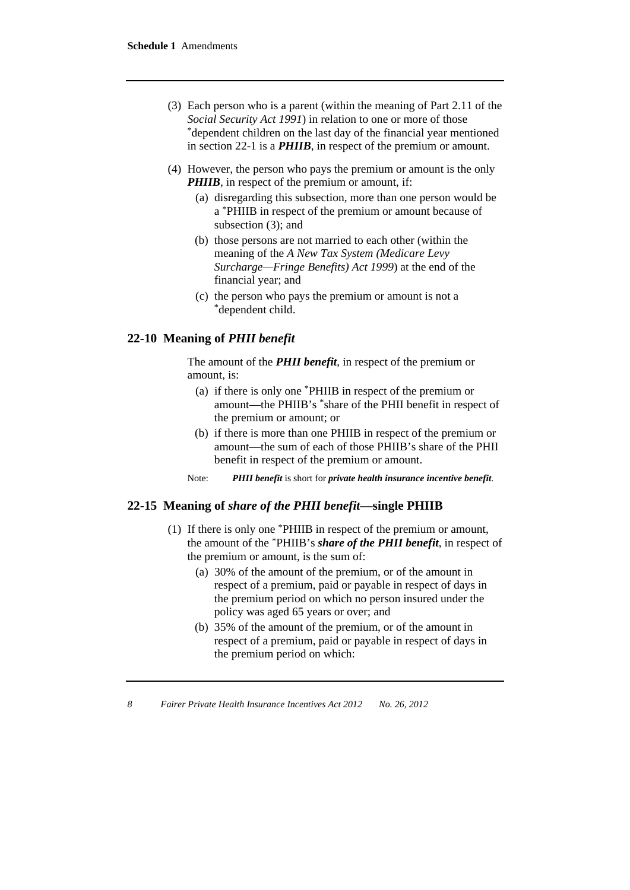(3) Each person who is a parent (within the meaning of Part 2.11 of the *Social Security Act 1991*) in relation to one or more of those *dependent children on the last day of the financial year mentioned in section 22-1 is a ***PHIIB***, in respect of the premium or amount.

(4) However, the person who pays the premium or amount is the only ***PHIIB***, in respect of the premium or amount, if:

(a) disregarding this subsection, more than one person would be a *PHIIB in respect of the premium or amount because of subsection (3); and

(b) those persons are not married to each other (within the meaning of the *A New Tax System (Medicare Levy Surcharge—Fringe Benefits) Act 1999*) at the end of the financial year; and

(c) the person who pays the premium or amount is not a *dependent child.

## 22-10 Meaning of *PHII benefit*

The amount of the ***PHII benefit***, in respect of the premium or amount, is:

(a) if there is only one *PHIIB in respect of the premium or amount—the PHIIB's *share of the PHII benefit in respect of the premium or amount; or

(b) if there is more than one PHIIB in respect of the premium or amount—the sum of each of those PHIIB's share of the PHII benefit in respect of the premium or amount.

Note: ***PHII benefit*** is short for ***private health insurance incentive benefit***.

## 22-15 Meaning of *share of the PHII benefit*—single PHIIB

(1) If there is only one *PHIIB in respect of the premium or amount, the amount of the *PHIIB's ***share of the PHII benefit***, in respect of the premium or amount, is the sum of:

(a) 30% of the amount of the premium, or of the amount in respect of a premium, paid or payable in respect of days in the premium period on which no person insured under the policy was aged 65 years or over; and

(b) 35% of the amount of the premium, or of the amount in respect of a premium, paid or payable in respect of days in the premium period on which: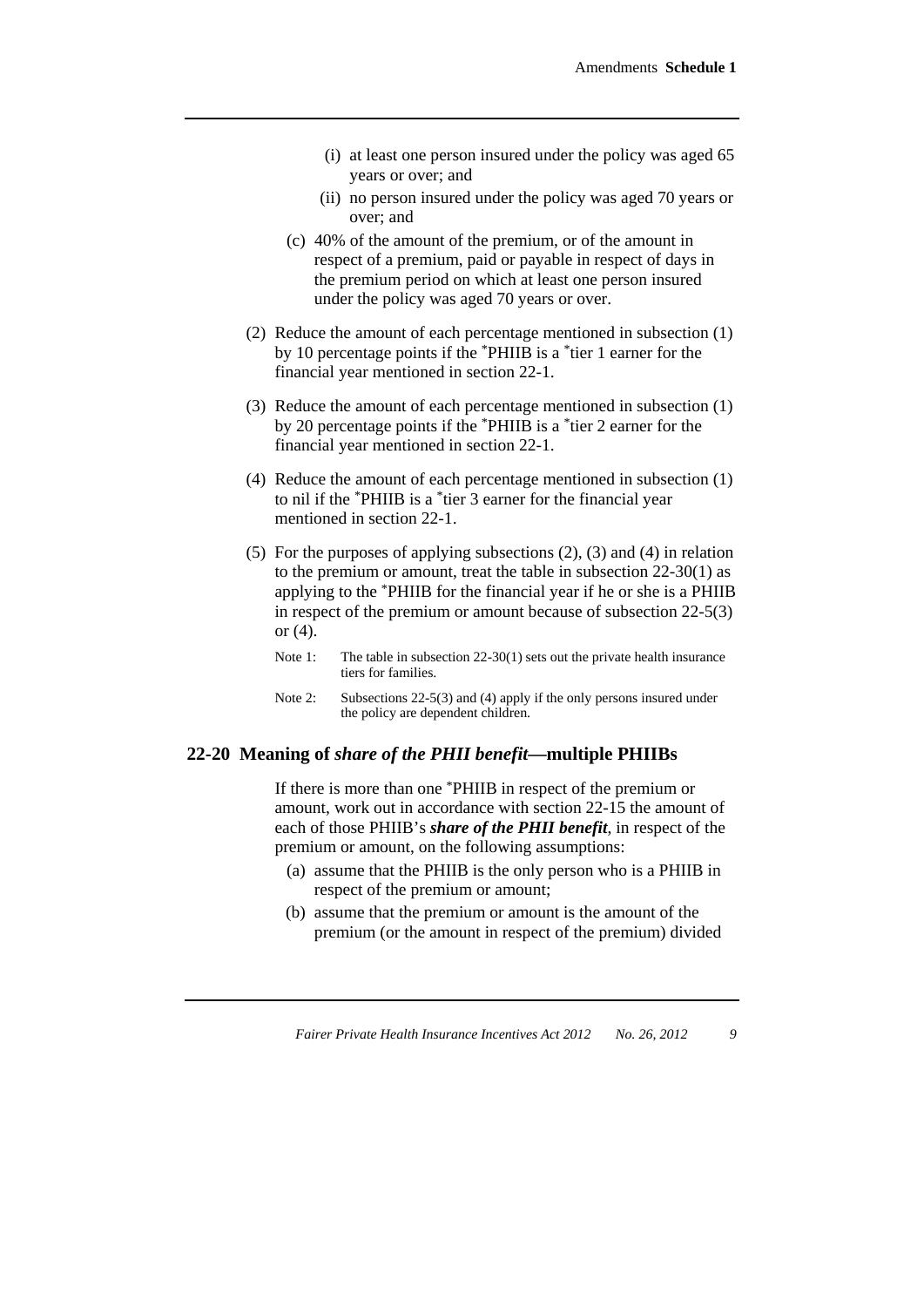(i) at least one person insured under the policy was aged 65 years or over; and

(ii) no person insured under the policy was aged 70 years or over; and

(c) 40% of the amount of the premium, or of the amount in respect of a premium, paid or payable in respect of days in the premium period on which at least one person insured under the policy was aged 70 years or over.

(2) Reduce the amount of each percentage mentioned in subsection (1) by 10 percentage points if the *PHIIB is a *tier 1 earner for the financial year mentioned in section 22-1.

(3) Reduce the amount of each percentage mentioned in subsection (1) by 20 percentage points if the *PHIIB is a *tier 2 earner for the financial year mentioned in section 22-1.

(4) Reduce the amount of each percentage mentioned in subsection (1) to nil if the *PHIIB is a *tier 3 earner for the financial year mentioned in section 22-1.

(5) For the purposes of applying subsections (2), (3) and (4) in relation to the premium or amount, treat the table in subsection 22-30(1) as applying to the *PHIIB for the financial year if he or she is a PHIIB in respect of the premium or amount because of subsection 22-5(3) or (4).

Note 1: The table in subsection 22-30(1) sets out the private health insurance tiers for families.

Note 2: Subsections 22-5(3) and (4) apply if the only persons insured under the policy are dependent children.

## 22-20 Meaning of *share of the PHII benefit*—multiple PHIIBs

If there is more than one *PHIIB in respect of the premium or amount, work out in accordance with section 22-15 the amount of each of those PHIIB's ***share of the PHII benefit***, in respect of the premium or amount, on the following assumptions:

(a) assume that the PHIIB is the only person who is a PHIIB in respect of the premium or amount;

(b) assume that the premium or amount is the amount of the premium (or the amount in respect of the premium) divided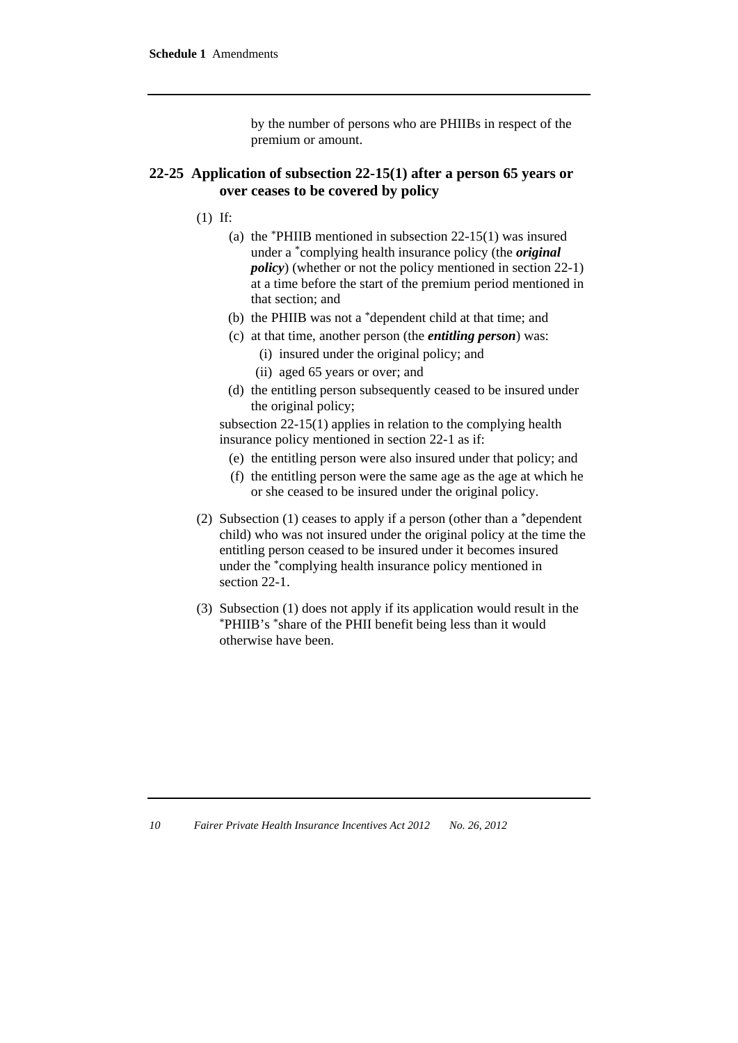by the number of persons who are PHIIBs in respect of the premium or amount.

### 22-25 Application of subsection 22-15(1) after a person 65 years or over ceases to be covered by policy

(1) If:

- (a) the *PHIIB mentioned in subsection 22-15(1) was insured under a *complying health insurance policy (the ***original policy***) (whether or not the policy mentioned in section 22-1) at a time before the start of the premium period mentioned in that section; and
- (b) the PHIIB was not a *dependent child at that time; and
- (c) at that time, another person (the ***entitling person***) was:
  - (i) insured under the original policy; and
  - (ii) aged 65 years or over; and
- (d) the entitling person subsequently ceased to be insured under the original policy;

subsection 22-15(1) applies in relation to the complying health insurance policy mentioned in section 22-1 as if:

- (e) the entitling person were also insured under that policy; and
- (f) the entitling person were the same age as the age at which he or she ceased to be insured under the original policy.

(2) Subsection (1) ceases to apply if a person (other than a *dependent child) who was not insured under the original policy at the time the entitling person ceased to be insured under it becomes insured under the *complying health insurance policy mentioned in section 22-1.

(3) Subsection (1) does not apply if its application would result in the *PHIIB's *share of the PHII benefit being less than it would otherwise have been.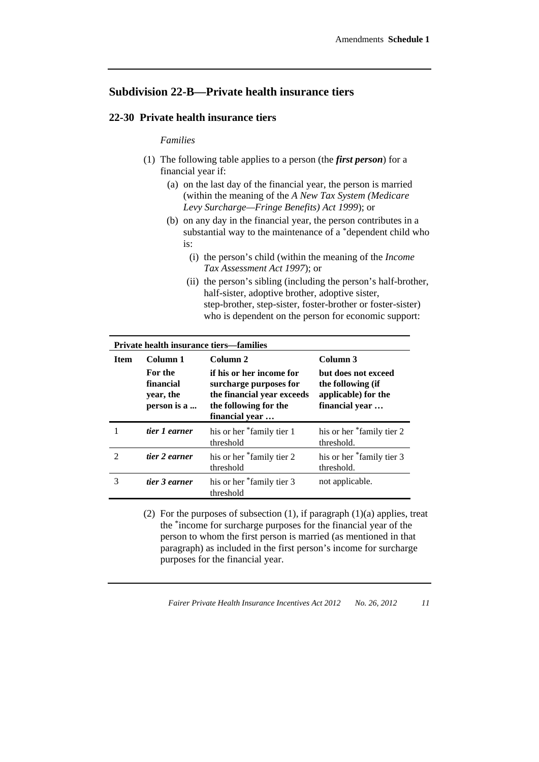## Subdivision 22-B—Private health insurance tiers

### 22-30 Private health insurance tiers

*Families*

(1) The following table applies to a person (the ***first person***) for a financial year if:

(a) on the last day of the financial year, the person is married (within the meaning of the *A New Tax System (Medicare Levy Surcharge—Fringe Benefits) Act 1999*); or

(b) on any day in the financial year, the person contributes in a substantial way to the maintenance of a *dependent child who is:

(i) the person's child (within the meaning of the *Income Tax Assessment Act 1997*); or

(ii) the person's sibling (including the person's half-brother, half-sister, adoptive brother, adoptive sister, step-brother, step-sister, foster-brother or foster-sister) who is dependent on the person for economic support:

| **Private health insurance tiers—families** | | | |
|---|---|---|---|
| **Item** | **Column 1**<br>**For the financial year, the person is a ...** | **Column 2**<br>**if his or her income for surcharge purposes for the financial year exceeds the following for the financial year …** | **Column 3**<br>**but does not exceed the following (if applicable) for the financial year …** |
| 1 | ***tier 1 earner*** | his or her *family tier 1 threshold | his or her *family tier 2 threshold. |
| 2 | ***tier 2 earner*** | his or her *family tier 2 threshold | his or her *family tier 3 threshold. |
| 3 | ***tier 3 earner*** | his or her *family tier 3 threshold | not applicable. |

(2) For the purposes of subsection (1), if paragraph (1)(a) applies, treat the *income for surcharge purposes for the financial year of the person to whom the first person is married (as mentioned in that paragraph) as included in the first person's income for surcharge purposes for the financial year.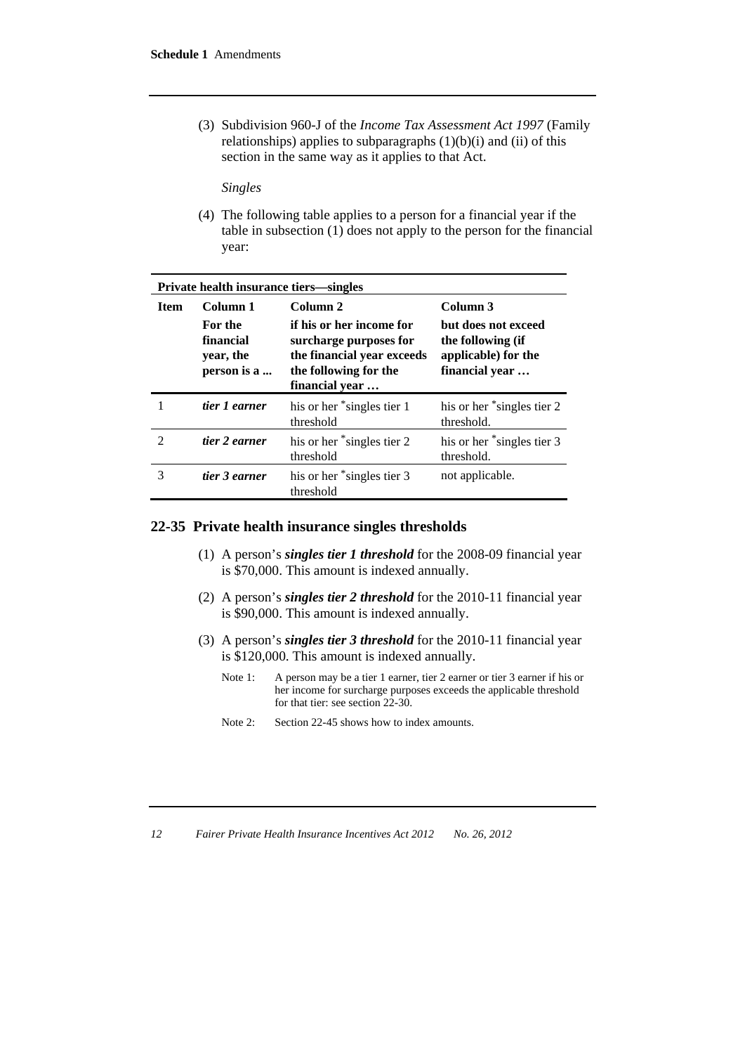(3) Subdivision 960-J of the *Income Tax Assessment Act 1997* (Family relationships) applies to subparagraphs (1)(b)(i) and (ii) of this section in the same way as it applies to that Act.

*Singles*

(4) The following table applies to a person for a financial year if the table in subsection (1) does not apply to the person for the financial year:

**Private health insurance tiers—singles**

| Item | Column 1<br>For the financial year, the person is a ... | Column 2<br>if his or her income for surcharge purposes for the financial year exceeds the following for the financial year … | Column 3<br>but does not exceed the following (if applicable) for the financial year … |
|---|---|---|---|
| 1 | ***tier 1 earner*** | his or her *singles tier 1 threshold | his or her *singles tier 2 threshold. |
| 2 | ***tier 2 earner*** | his or her *singles tier 2 threshold | his or her *singles tier 3 threshold. |
| 3 | ***tier 3 earner*** | his or her *singles tier 3 threshold | not applicable. |

## 22-35 Private health insurance singles thresholds

(1) A person's ***singles tier 1 threshold*** for the 2008-09 financial year is $70,000. This amount is indexed annually.

(2) A person's ***singles tier 2 threshold*** for the 2010-11 financial year is $90,000. This amount is indexed annually.

(3) A person's ***singles tier 3 threshold*** for the 2010-11 financial year is $120,000. This amount is indexed annually.

Note 1: A person may be a tier 1 earner, tier 2 earner or tier 3 earner if his or her income for surcharge purposes exceeds the applicable threshold for that tier: see section 22-30.

Note 2: Section 22-45 shows how to index amounts.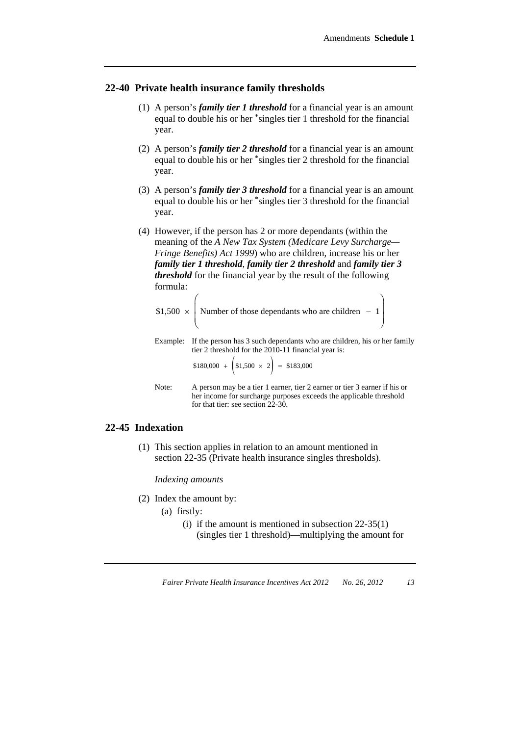## 22-40 Private health insurance family thresholds

(1) A person's ***family tier 1 threshold*** for a financial year is an amount equal to double his or her *singles tier 1 threshold for the financial year.

(2) A person's ***family tier 2 threshold*** for a financial year is an amount equal to double his or her *singles tier 2 threshold for the financial year.

(3) A person's ***family tier 3 threshold*** for a financial year is an amount equal to double his or her *singles tier 3 threshold for the financial year.

(4) However, if the person has 2 or more dependants (within the meaning of the *A New Tax System (Medicare Levy Surcharge—Fringe Benefits) Act 1999*) who are children, increase his or her ***family tier 1 threshold***, ***family tier 2 threshold*** and ***family tier 3 threshold*** for the financial year by the result of the following formula:

$$\$1{,}500 \times \left( \text{Number of those dependants who are children} - 1 \right)$$

Example: If the person has 3 such dependants who are children, his or her family tier 2 threshold for the 2010-11 financial year is:

$$\$180{,}000 + \left( \$1{,}500 \times 2 \right) = \$183{,}000$$

Note: A person may be a tier 1 earner, tier 2 earner or tier 3 earner if his or her income for surcharge purposes exceeds the applicable threshold for that tier: see section 22-30.

## 22-45 Indexation

(1) This section applies in relation to an amount mentioned in section 22-35 (Private health insurance singles thresholds).

*Indexing amounts*

(2) Index the amount by:

(a) firstly:

(i) if the amount is mentioned in subsection 22-35(1) (singles tier 1 threshold)—multiplying the amount for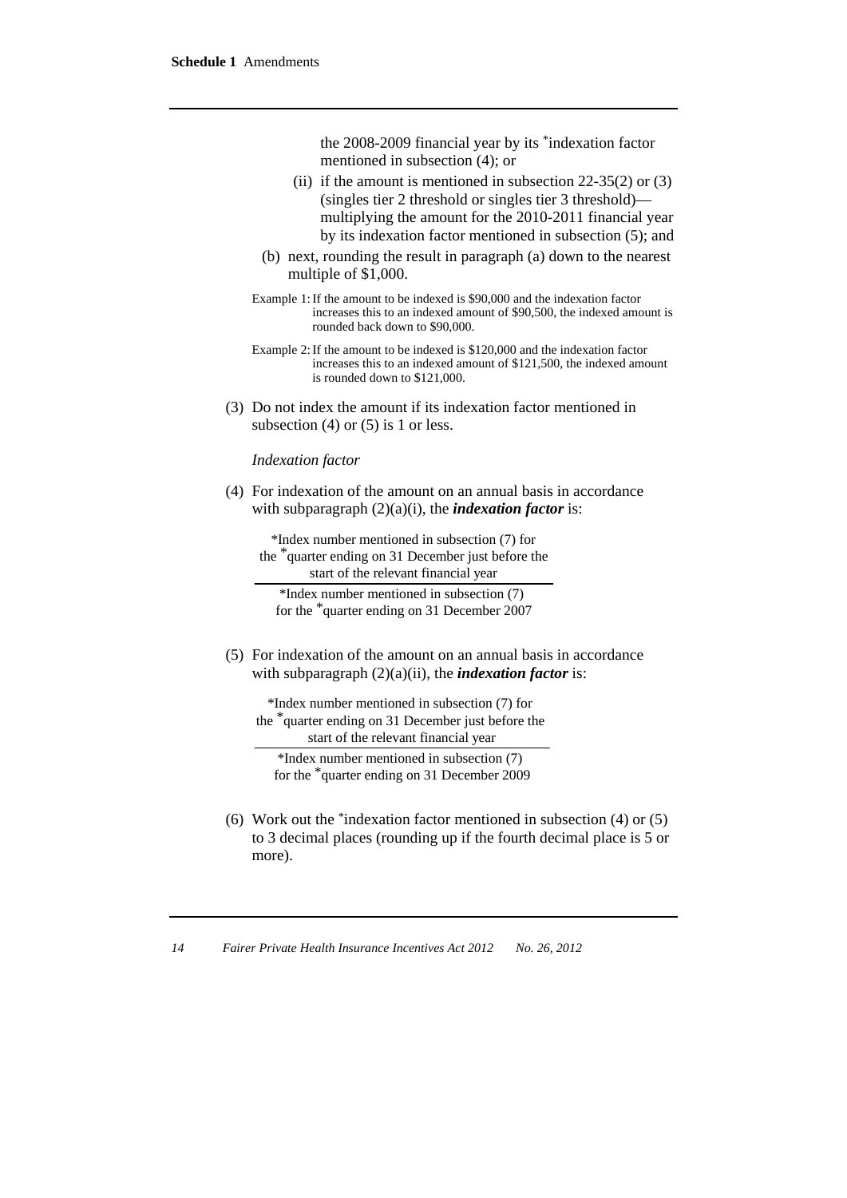the 2008-2009 financial year by its *indexation factor mentioned in subsection (4); or

(ii) if the amount is mentioned in subsection 22-35(2) or (3) (singles tier 2 threshold or singles tier 3 threshold)—multiplying the amount for the 2010-2011 financial year by its indexation factor mentioned in subsection (5); and

(b) next, rounding the result in paragraph (a) down to the nearest multiple of $1,000.

Example 1: If the amount to be indexed is $90,000 and the indexation factor increases this to an indexed amount of $90,500, the indexed amount is rounded back down to $90,000.

Example 2: If the amount to be indexed is $120,000 and the indexation factor increases this to an indexed amount of $121,500, the indexed amount is rounded down to $121,000.

(3) Do not index the amount if its indexation factor mentioned in subsection (4) or (5) is 1 or less.

*Indexation factor*

(4) For indexation of the amount on an annual basis in accordance with subparagraph (2)(a)(i), the ***indexation factor*** is:

$$\frac{\text{*Index number mentioned in subsection (7) for the *quarter ending on 31 December just before the start of the relevant financial year}}{\text{*Index number mentioned in subsection (7) for the *quarter ending on 31 December 2007}}$$

(5) For indexation of the amount on an annual basis in accordance with subparagraph (2)(a)(ii), the ***indexation factor*** is:

$$\frac{\text{*Index number mentioned in subsection (7) for the *quarter ending on 31 December just before the start of the relevant financial year}}{\text{*Index number mentioned in subsection (7) for the *quarter ending on 31 December 2009}}$$

(6) Work out the *indexation factor mentioned in subsection (4) or (5) to 3 decimal places (rounding up if the fourth decimal place is 5 or more).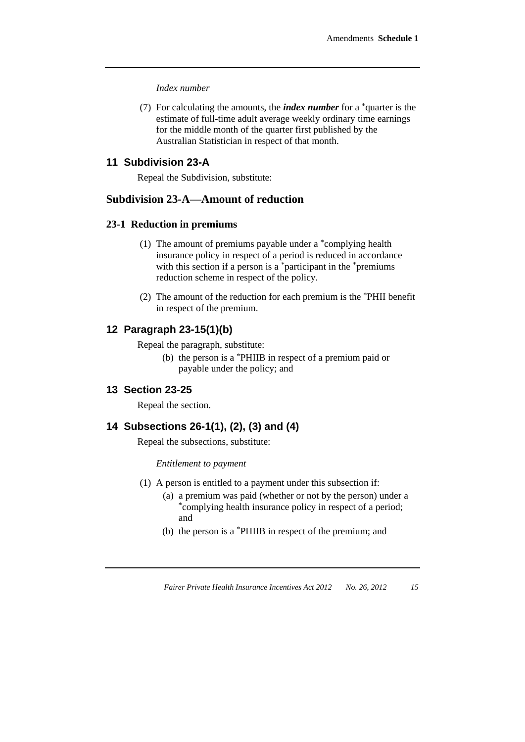*Index number*

(7) For calculating the amounts, the ***index number*** for a *quarter is the estimate of full-time adult average weekly ordinary time earnings for the middle month of the quarter first published by the Australian Statistician in respect of that month.

## 11 Subdivision 23-A

Repeal the Subdivision, substitute:

## Subdivision 23-A—Amount of reduction

### 23-1 Reduction in premiums

(1) The amount of premiums payable under a *complying health insurance policy in respect of a period is reduced in accordance with this section if a person is a *participant in the *premiums reduction scheme in respect of the policy.

(2) The amount of the reduction for each premium is the *PHII benefit in respect of the premium.

## 12 Paragraph 23-15(1)(b)

Repeal the paragraph, substitute:

(b) the person is a *PHIIB in respect of a premium paid or payable under the policy; and

## 13 Section 23-25

Repeal the section.

## 14 Subsections 26-1(1), (2), (3) and (4)

Repeal the subsections, substitute:

*Entitlement to payment*

(1) A person is entitled to a payment under this subsection if:

(a) a premium was paid (whether or not by the person) under a *complying health insurance policy in respect of a period; and

(b) the person is a *PHIIB in respect of the premium; and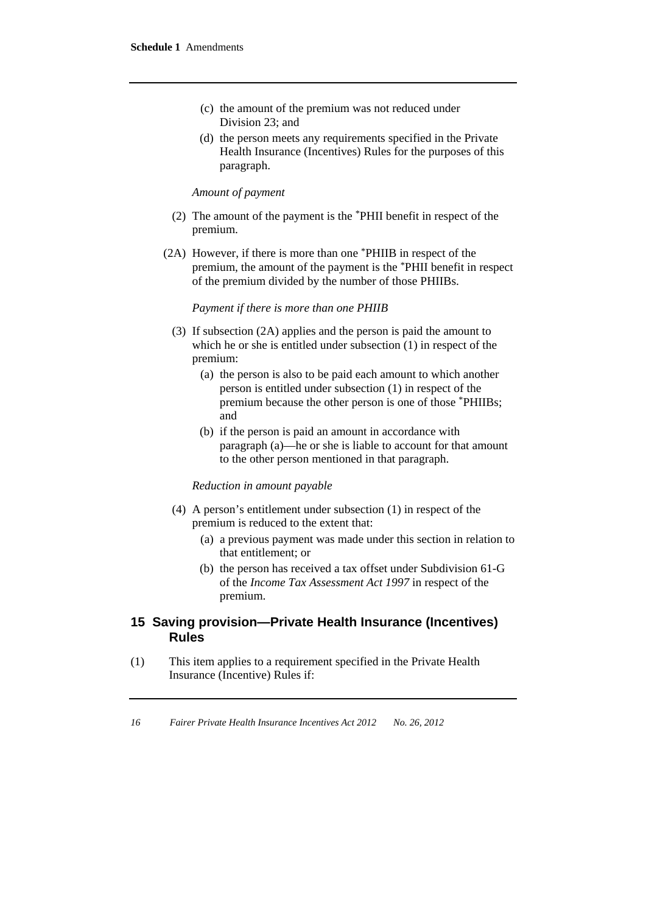(c) the amount of the premium was not reduced under Division 23; and

(d) the person meets any requirements specified in the Private Health Insurance (Incentives) Rules for the purposes of this paragraph.

*Amount of payment*

(2) The amount of the payment is the *PHII benefit in respect of the premium.

(2A) However, if there is more than one *PHIIB in respect of the premium, the amount of the payment is the *PHII benefit in respect of the premium divided by the number of those PHIIBs.

*Payment if there is more than one PHIIB*

(3) If subsection (2A) applies and the person is paid the amount to which he or she is entitled under subsection (1) in respect of the premium:

(a) the person is also to be paid each amount to which another person is entitled under subsection (1) in respect of the premium because the other person is one of those *PHIIBs; and

(b) if the person is paid an amount in accordance with paragraph (a)—he or she is liable to account for that amount to the other person mentioned in that paragraph.

*Reduction in amount payable*

(4) A person's entitlement under subsection (1) in respect of the premium is reduced to the extent that:

(a) a previous payment was made under this section in relation to that entitlement; or

(b) the person has received a tax offset under Subdivision 61-G of the *Income Tax Assessment Act 1997* in respect of the premium.

## 15 Saving provision—Private Health Insurance (Incentives) Rules

(1) This item applies to a requirement specified in the Private Health Insurance (Incentive) Rules if: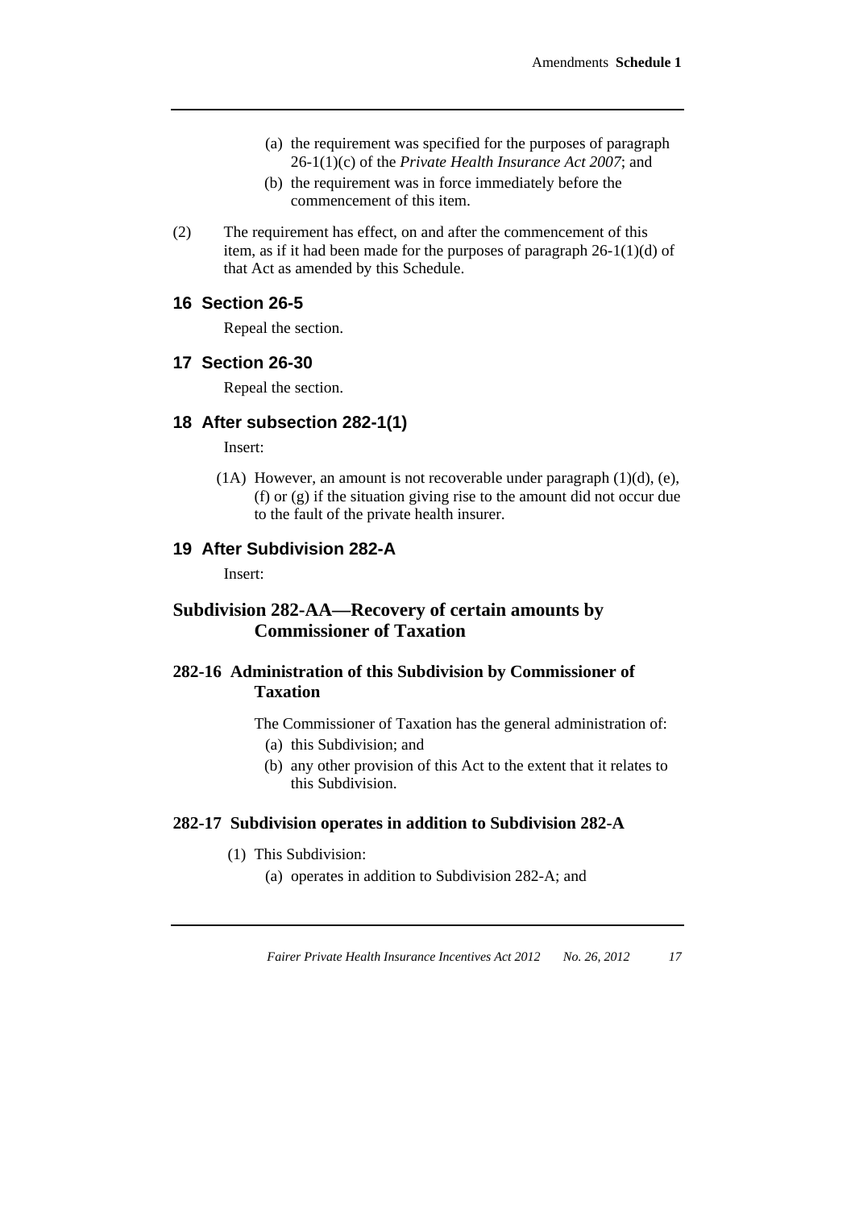- (a) the requirement was specified for the purposes of paragraph 26-1(1)(c) of the *Private Health Insurance Act 2007*; and
- (b) the requirement was in force immediately before the commencement of this item.

(2) The requirement has effect, on and after the commencement of this item, as if it had been made for the purposes of paragraph 26-1(1)(d) of that Act as amended by this Schedule.

### 16 Section 26-5

Repeal the section.

### 17 Section 26-30

Repeal the section.

### 18 After subsection 282-1(1)

Insert:

(1A) However, an amount is not recoverable under paragraph (1)(d), (e), (f) or (g) if the situation giving rise to the amount did not occur due to the fault of the private health insurer.

### 19 After Subdivision 282-A

Insert:

## Subdivision 282-AA—Recovery of certain amounts by Commissioner of Taxation

### 282-16 Administration of this Subdivision by Commissioner of Taxation

The Commissioner of Taxation has the general administration of:

- (a) this Subdivision; and
- (b) any other provision of this Act to the extent that it relates to this Subdivision.

### 282-17 Subdivision operates in addition to Subdivision 282-A

(1) This Subdivision:

- (a) operates in addition to Subdivision 282-A; and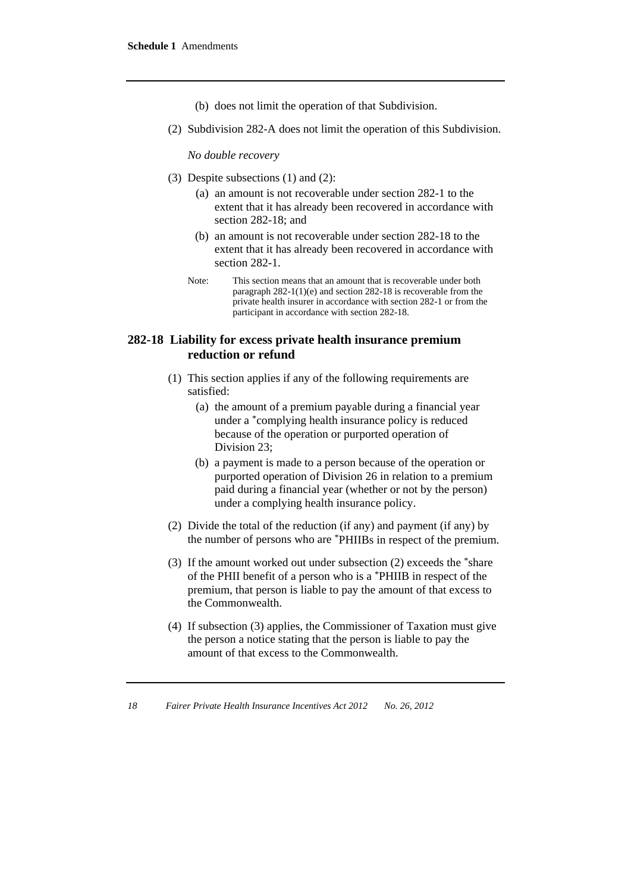(b) does not limit the operation of that Subdivision.

(2) Subdivision 282-A does not limit the operation of this Subdivision.

*No double recovery*

(3) Despite subsections (1) and (2):

(a) an amount is not recoverable under section 282-1 to the extent that it has already been recovered in accordance with section 282-18; and

(b) an amount is not recoverable under section 282-18 to the extent that it has already been recovered in accordance with section 282-1.

Note: This section means that an amount that is recoverable under both paragraph 282-1(1)(e) and section 282-18 is recoverable from the private health insurer in accordance with section 282-1 or from the participant in accordance with section 282-18.

### 282-18 Liability for excess private health insurance premium reduction or refund

(1) This section applies if any of the following requirements are satisfied:

(a) the amount of a premium payable during a financial year under a *complying health insurance policy is reduced because of the operation or purported operation of Division 23;

(b) a payment is made to a person because of the operation or purported operation of Division 26 in relation to a premium paid during a financial year (whether or not by the person) under a complying health insurance policy.

(2) Divide the total of the reduction (if any) and payment (if any) by the number of persons who are *PHIIBs in respect of the premium.

(3) If the amount worked out under subsection (2) exceeds the *share of the PHII benefit of a person who is a *PHIIB in respect of the premium, that person is liable to pay the amount of that excess to the Commonwealth.

(4) If subsection (3) applies, the Commissioner of Taxation must give the person a notice stating that the person is liable to pay the amount of that excess to the Commonwealth.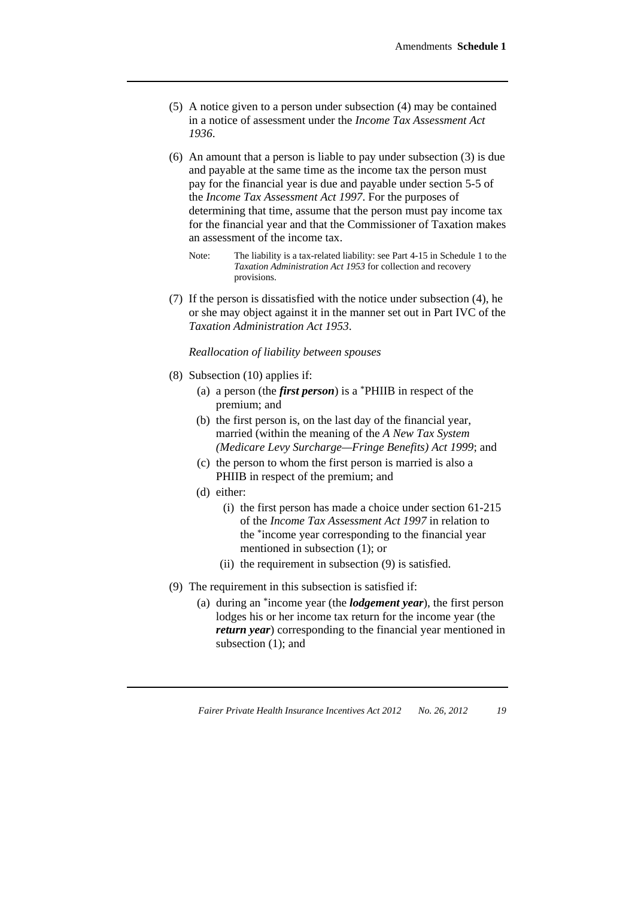(5) A notice given to a person under subsection (4) may be contained in a notice of assessment under the *Income Tax Assessment Act 1936*.

(6) An amount that a person is liable to pay under subsection (3) is due and payable at the same time as the income tax the person must pay for the financial year is due and payable under section 5-5 of the *Income Tax Assessment Act 1997*. For the purposes of determining that time, assume that the person must pay income tax for the financial year and that the Commissioner of Taxation makes an assessment of the income tax.

Note: The liability is a tax-related liability: see Part 4-15 in Schedule 1 to the *Taxation Administration Act 1953* for collection and recovery provisions.

(7) If the person is dissatisfied with the notice under subsection (4), he or she may object against it in the manner set out in Part IVC of the *Taxation Administration Act 1953*.

*Reallocation of liability between spouses*

(8) Subsection (10) applies if:

(a) a person (the ***first person***) is a *PHIIB in respect of the premium; and

(b) the first person is, on the last day of the financial year, married (within the meaning of the *A New Tax System (Medicare Levy Surcharge—Fringe Benefits) Act 1999*; and

(c) the person to whom the first person is married is also a PHIIB in respect of the premium; and

(d) either:

(i) the first person has made a choice under section 61-215 of the *Income Tax Assessment Act 1997* in relation to the *income year corresponding to the financial year mentioned in subsection (1); or

(ii) the requirement in subsection (9) is satisfied.

(9) The requirement in this subsection is satisfied if:

(a) during an *income year (the ***lodgement year***), the first person lodges his or her income tax return for the income year (the ***return year***) corresponding to the financial year mentioned in subsection (1); and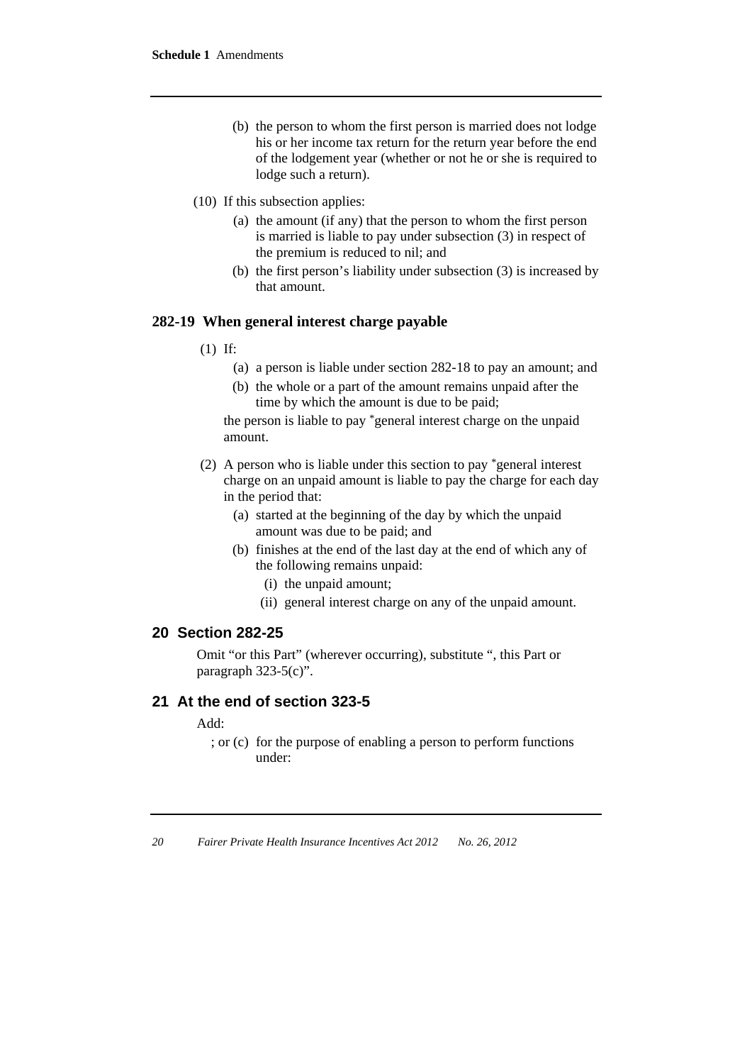(b) the person to whom the first person is married does not lodge his or her income tax return for the return year before the end of the lodgement year (whether or not he or she is required to lodge such a return).

(10) If this subsection applies:

(a) the amount (if any) that the person to whom the first person is married is liable to pay under subsection (3) in respect of the premium is reduced to nil; and

(b) the first person's liability under subsection (3) is increased by that amount.

### 282-19 When general interest charge payable

(1) If:

(a) a person is liable under section 282-18 to pay an amount; and

(b) the whole or a part of the amount remains unpaid after the time by which the amount is due to be paid;

the person is liable to pay *general interest charge on the unpaid amount.

(2) A person who is liable under this section to pay *general interest charge on an unpaid amount is liable to pay the charge for each day in the period that:

(a) started at the beginning of the day by which the unpaid amount was due to be paid; and

(b) finishes at the end of the last day at the end of which any of the following remains unpaid:

(i) the unpaid amount;

(ii) general interest charge on any of the unpaid amount.

## 20 Section 282-25

Omit "or this Part" (wherever occurring), substitute ", this Part or paragraph 323-5(c)".

## 21 At the end of section 323-5

Add:

; or (c) for the purpose of enabling a person to perform functions under: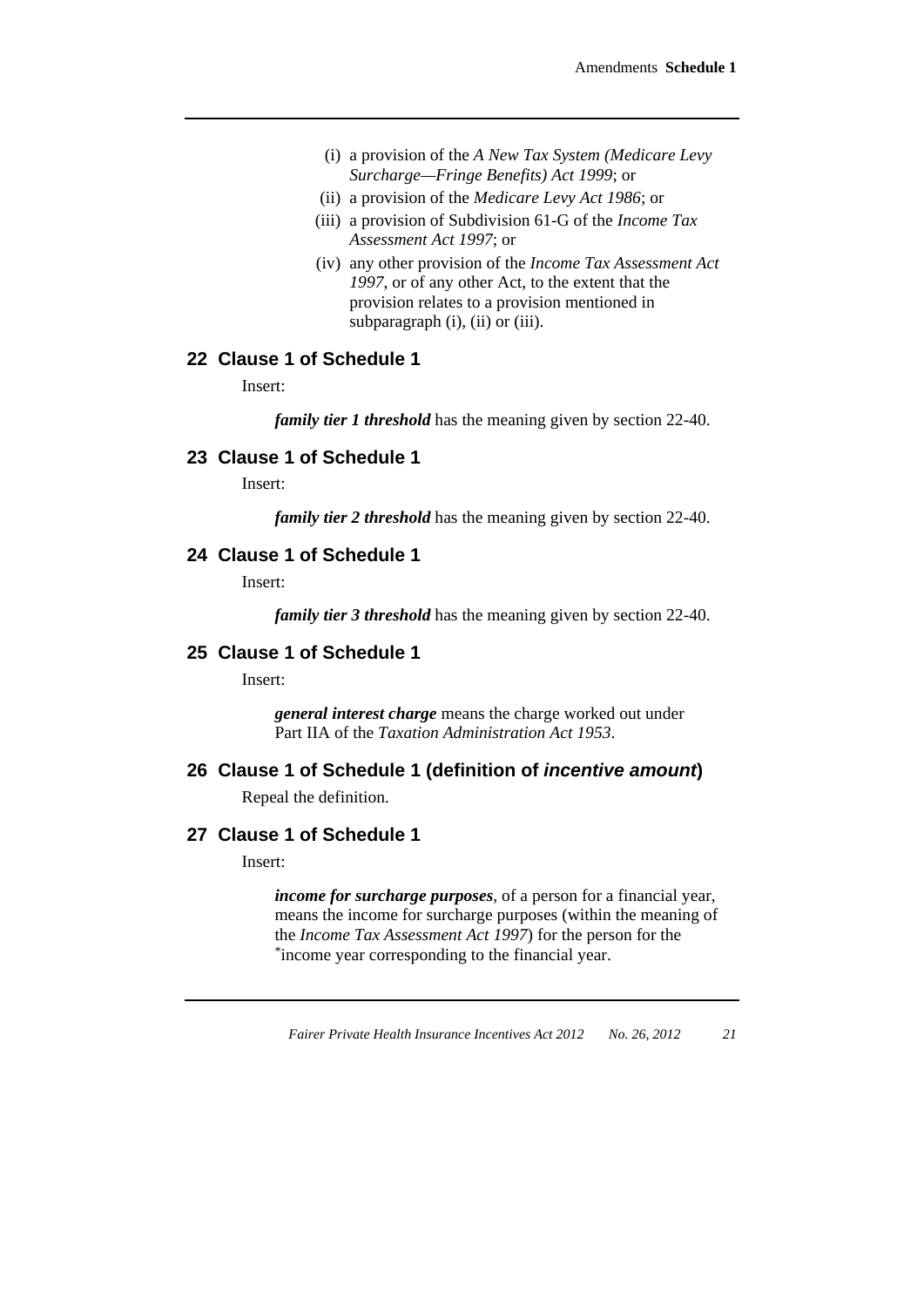(i) a provision of the *A New Tax System (Medicare Levy Surcharge—Fringe Benefits) Act 1999*; or

(ii) a provision of the *Medicare Levy Act 1986*; or

(iii) a provision of Subdivision 61-G of the *Income Tax Assessment Act 1997*; or

(iv) any other provision of the *Income Tax Assessment Act 1997*, or of any other Act, to the extent that the provision relates to a provision mentioned in subparagraph (i), (ii) or (iii).

## 22 Clause 1 of Schedule 1

Insert:

***family tier 1 threshold*** has the meaning given by section 22-40.

## 23 Clause 1 of Schedule 1

Insert:

***family tier 2 threshold*** has the meaning given by section 22-40.

## 24 Clause 1 of Schedule 1

Insert:

***family tier 3 threshold*** has the meaning given by section 22-40.

## 25 Clause 1 of Schedule 1

Insert:

***general interest charge*** means the charge worked out under Part IIA of the *Taxation Administration Act 1953*.

## 26 Clause 1 of Schedule 1 (definition of *incentive amount*)

Repeal the definition.

## 27 Clause 1 of Schedule 1

Insert:

***income for surcharge purposes***, of a person for a financial year, means the income for surcharge purposes (within the meaning of the *Income Tax Assessment Act 1997*) for the person for the *income year corresponding to the financial year.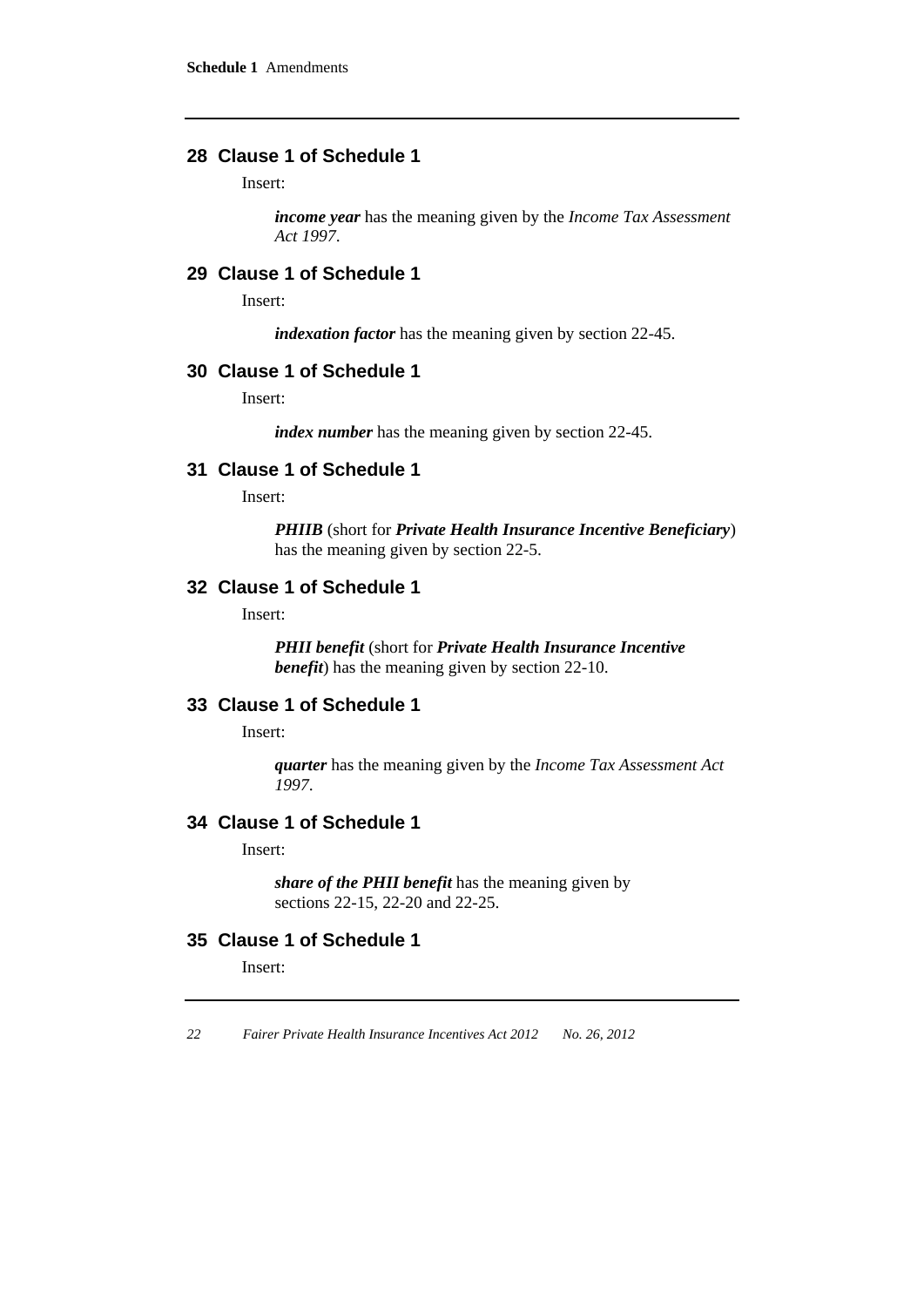## 28 Clause 1 of Schedule 1

Insert:

> ***income year*** has the meaning given by the *Income Tax Assessment Act 1997*.

## 29 Clause 1 of Schedule 1

Insert:

> ***indexation factor*** has the meaning given by section 22-45.

## 30 Clause 1 of Schedule 1

Insert:

> ***index number*** has the meaning given by section 22-45.

## 31 Clause 1 of Schedule 1

Insert:

> ***PHIIB*** (short for ***Private Health Insurance Incentive Beneficiary***) has the meaning given by section 22-5.

## 32 Clause 1 of Schedule 1

Insert:

> ***PHII benefit*** (short for ***Private Health Insurance Incentive benefit***) has the meaning given by section 22-10.

## 33 Clause 1 of Schedule 1

Insert:

> ***quarter*** has the meaning given by the *Income Tax Assessment Act 1997*.

## 34 Clause 1 of Schedule 1

Insert:

> ***share of the PHII benefit*** has the meaning given by sections 22-15, 22-20 and 22-25.

## 35 Clause 1 of Schedule 1

Insert: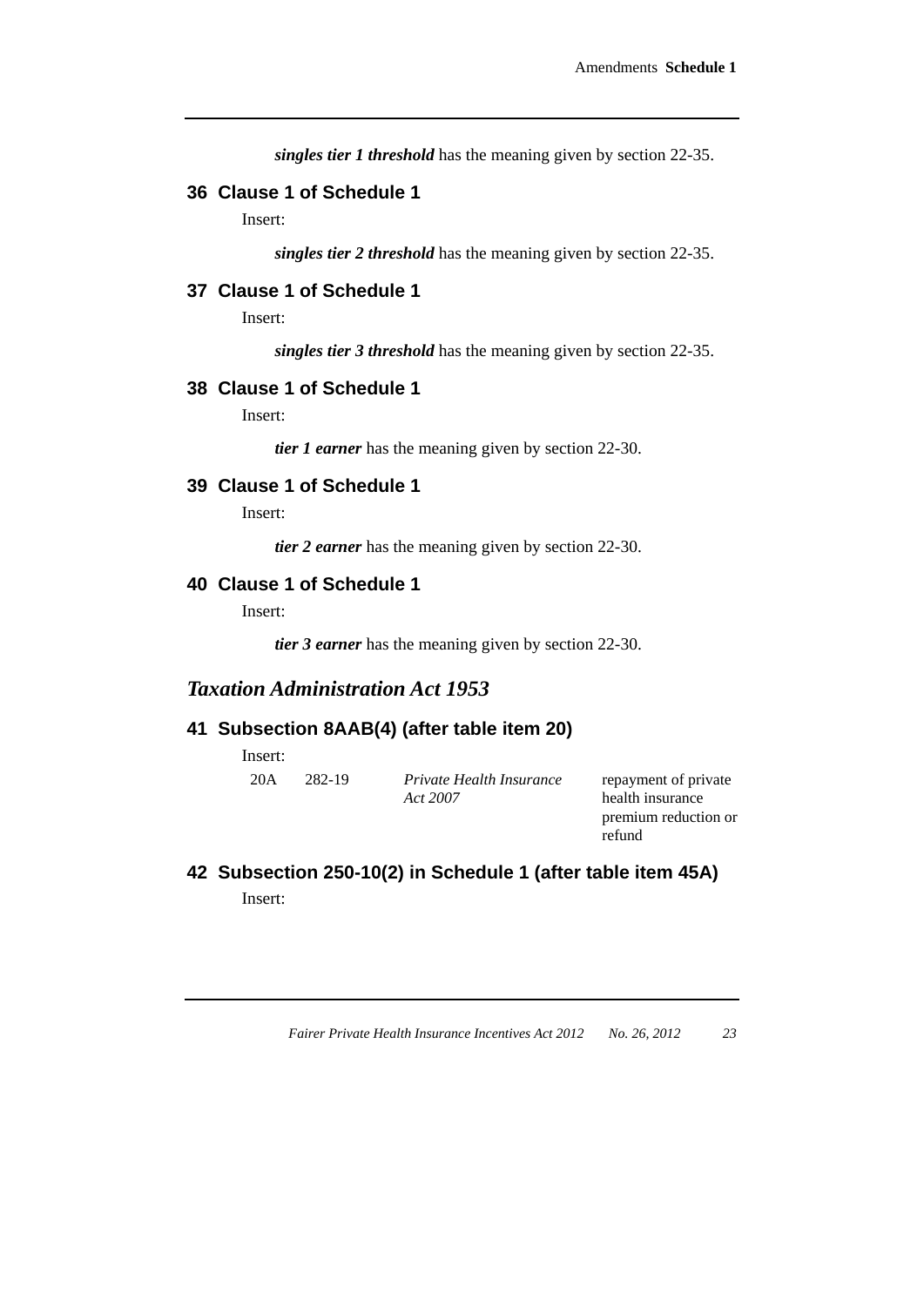***singles tier 1 threshold*** has the meaning given by section 22-35.

### 36 Clause 1 of Schedule 1

Insert:

***singles tier 2 threshold*** has the meaning given by section 22-35.

### 37 Clause 1 of Schedule 1

Insert:

***singles tier 3 threshold*** has the meaning given by section 22-35.

### 38 Clause 1 of Schedule 1

Insert:

***tier 1 earner*** has the meaning given by section 22-30.

### 39 Clause 1 of Schedule 1

Insert:

***tier 2 earner*** has the meaning given by section 22-30.

### 40 Clause 1 of Schedule 1

Insert:

***tier 3 earner*** has the meaning given by section 22-30.

## *Taxation Administration Act 1953*

### 41 Subsection 8AAB(4) (after table item 20)

Insert:

| | | | |
|---|---|---|---|
| 20A | 282-19 | *Private Health Insurance Act 2007* | repayment of private health insurance premium reduction or refund |

### 42 Subsection 250-10(2) in Schedule 1 (after table item 45A)

Insert: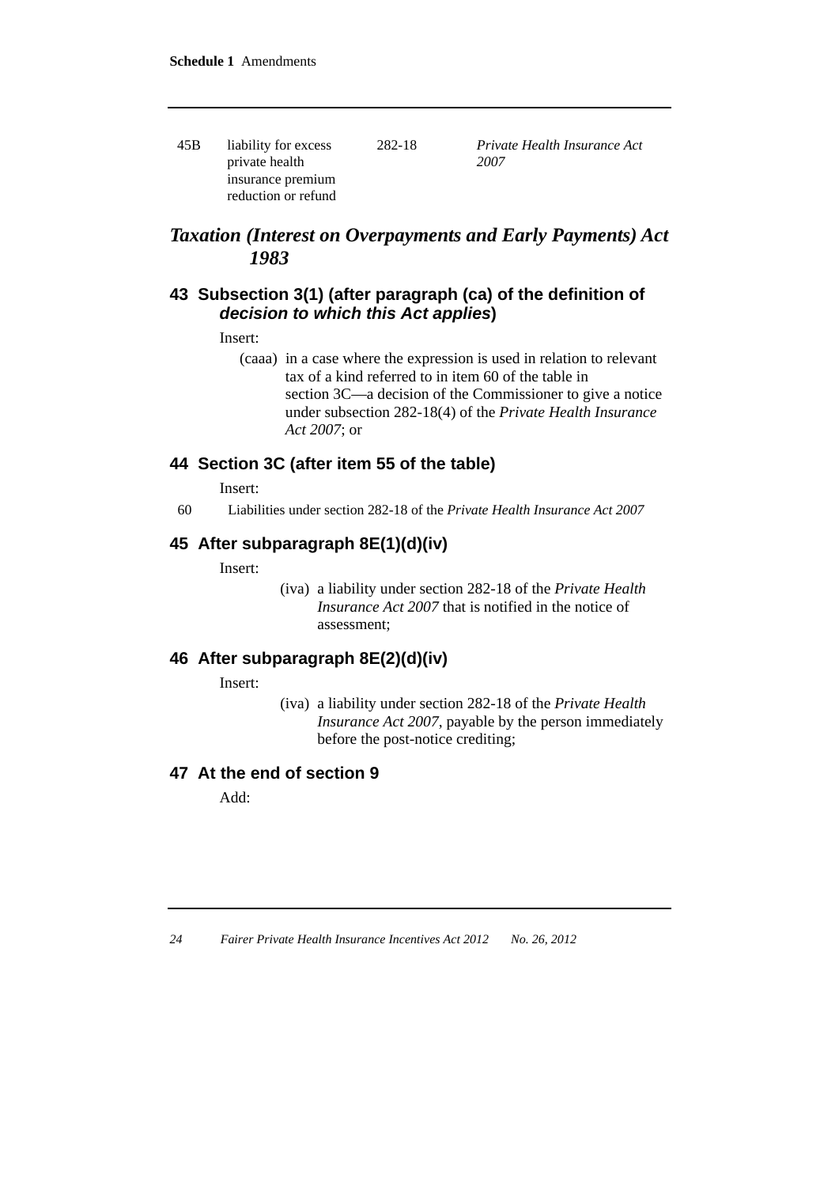| 45B | liability for excess private health insurance premium reduction or refund | 282-18 | *Private Health Insurance Act 2007* |
|---|---|---|---|

## *Taxation (Interest on Overpayments and Early Payments) Act 1983*

### 43 Subsection 3(1) (after paragraph (ca) of the definition of *decision to which this Act applies*)

Insert:

(caaa) in a case where the expression is used in relation to relevant tax of a kind referred to in item 60 of the table in section 3C—a decision of the Commissioner to give a notice under subsection 282-18(4) of the *Private Health Insurance Act 2007*; or

### 44 Section 3C (after item 55 of the table)

Insert:

| 60 | Liabilities under section 282-18 of the *Private Health Insurance Act 2007* |
|---|---|

### 45 After subparagraph 8E(1)(d)(iv)

Insert:

(iva) a liability under section 282-18 of the *Private Health Insurance Act 2007* that is notified in the notice of assessment;

### 46 After subparagraph 8E(2)(d)(iv)

Insert:

(iva) a liability under section 282-18 of the *Private Health Insurance Act 2007*, payable by the person immediately before the post-notice crediting;

### 47 At the end of section 9

Add: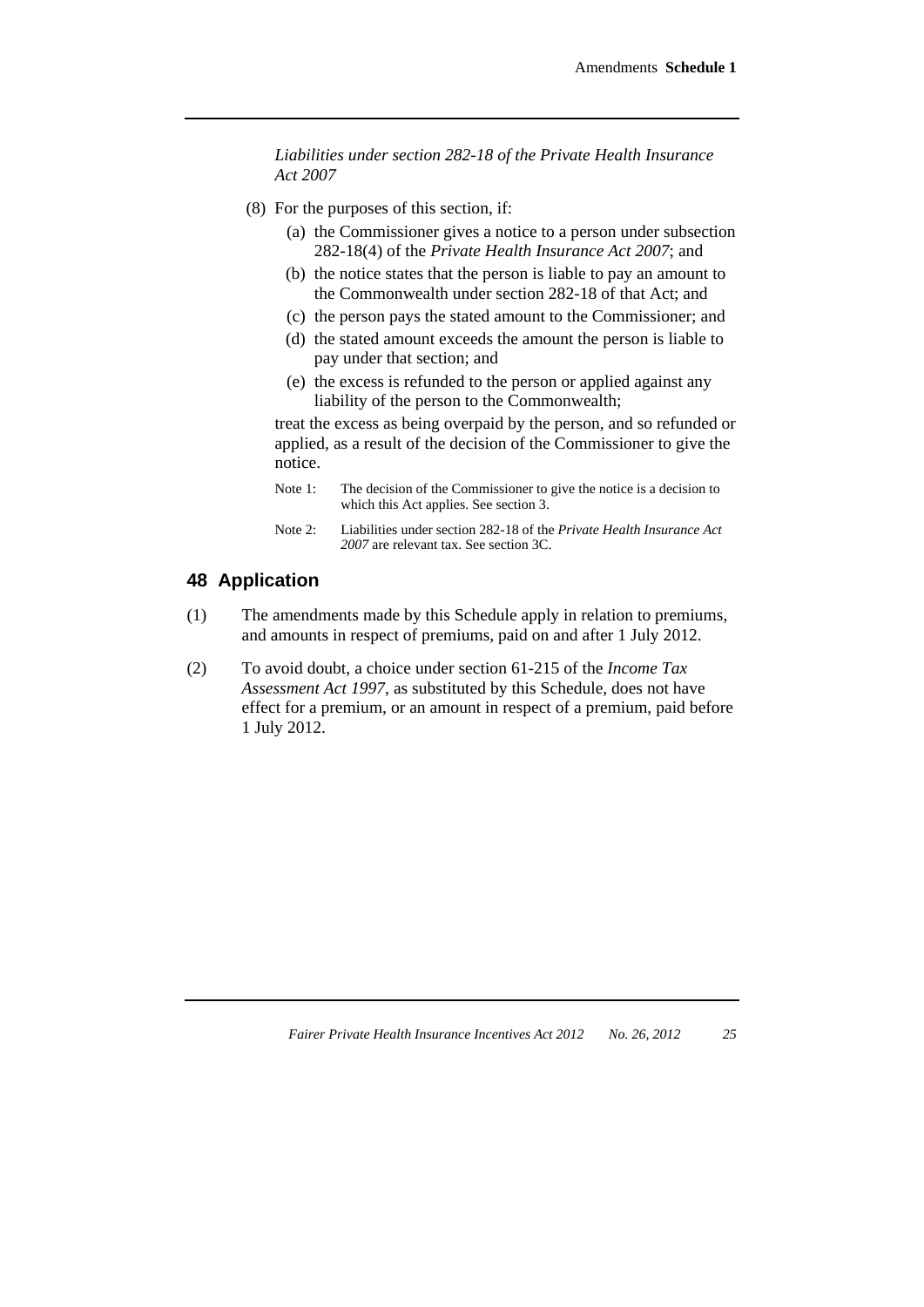*Liabilities under section 282-18 of the Private Health Insurance Act 2007*

(8) For the purposes of this section, if:

(a) the Commissioner gives a notice to a person under subsection 282-18(4) of the *Private Health Insurance Act 2007*; and

(b) the notice states that the person is liable to pay an amount to the Commonwealth under section 282-18 of that Act; and

(c) the person pays the stated amount to the Commissioner; and

(d) the stated amount exceeds the amount the person is liable to pay under that section; and

(e) the excess is refunded to the person or applied against any liability of the person to the Commonwealth;

treat the excess as being overpaid by the person, and so refunded or applied, as a result of the decision of the Commissioner to give the notice.

Note 1: The decision of the Commissioner to give the notice is a decision to which this Act applies. See section 3.

Note 2: Liabilities under section 282-18 of the *Private Health Insurance Act 2007* are relevant tax. See section 3C.

## 48 Application

(1) The amendments made by this Schedule apply in relation to premiums, and amounts in respect of premiums, paid on and after 1 July 2012.

(2) To avoid doubt, a choice under section 61-215 of the *Income Tax Assessment Act 1997*, as substituted by this Schedule, does not have effect for a premium, or an amount in respect of a premium, paid before 1 July 2012.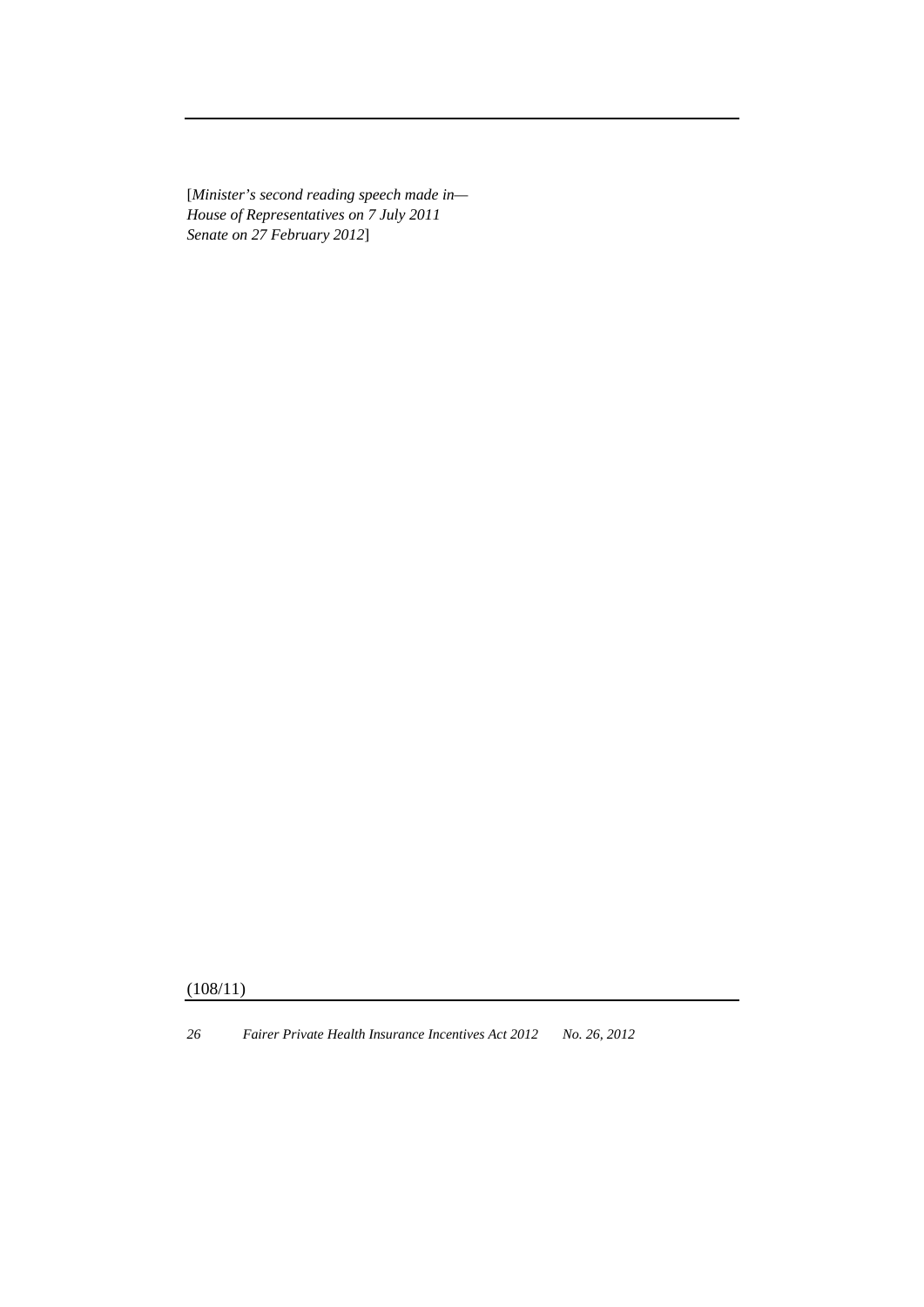[*Minister's second reading speech made in—*
*House of Representatives on 7 July 2011*
*Senate on 27 February 2012*]

(108/11)